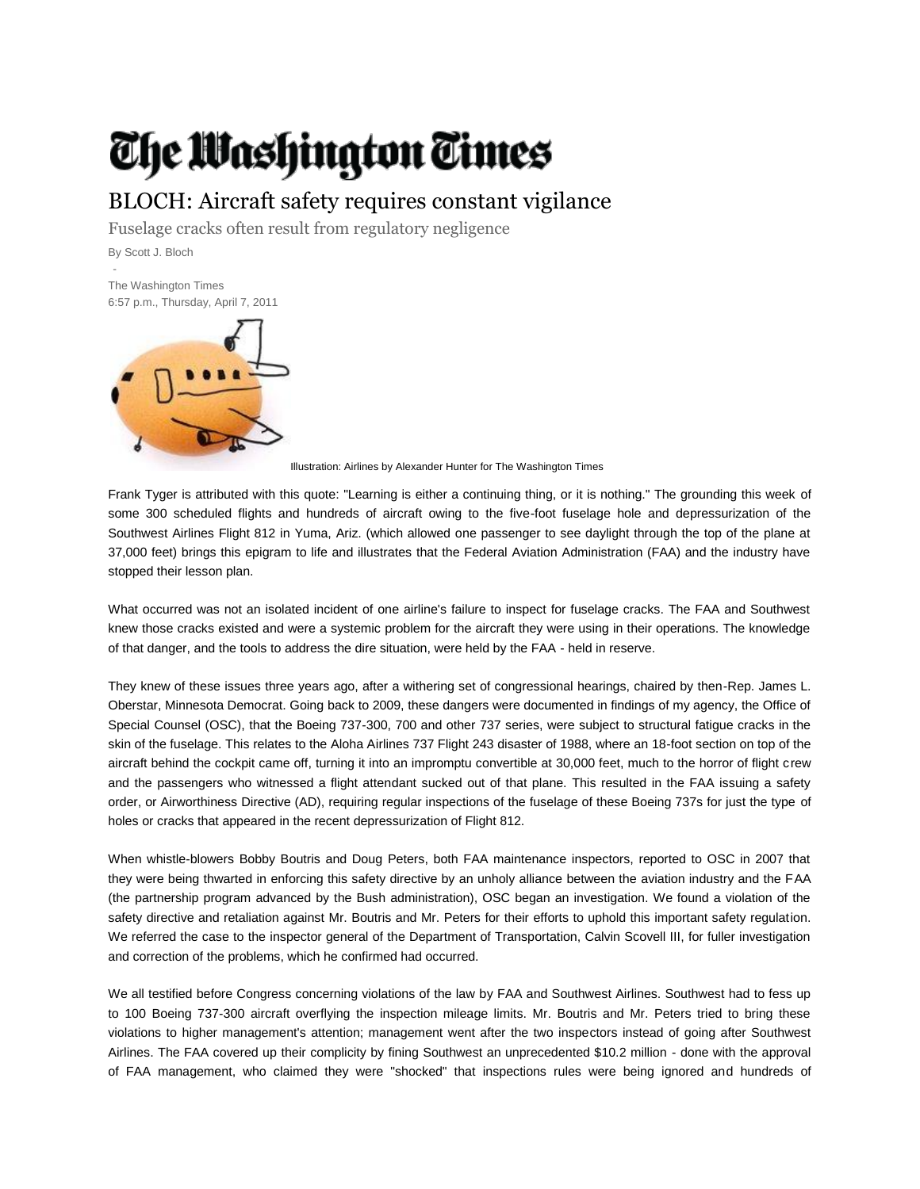# The Washington Times

## BLOCH: Aircraft safety requires constant vigilance

Fuselage cracks often result from regulatory negligence

By Scott J. Bloch

-

The Washington Times

6:57 p.m., Thursday, April 7, 2011

Illustration: Airlines by Alexander Hunter for The Washington Times

Frank Tyger is attributed with this quote: "Learning is either a continuing thing, or it is nothing." The grounding this week of some 300 scheduled flights and hundreds of aircraft owing to the five-foot fuselage hole and depressurization of the Southwest Airlines Flight 812 in Yuma, Ariz. (which allowed one passenger to see daylight through the top of the plane at 37,000 feet) brings this epigram to life and illustrates that the Federal Aviation Administration (FAA) and the industry have stopped their lesson plan.

What occurred was not an isolated incident of one airline's failure to inspect for fuselage cracks. The FAA and Southwest knew those cracks existed and were a systemic problem for the aircraft they were using in their operations. The knowledge of that danger, and the tools to address the dire situation, were held by the FAA - held in reserve.

They knew of these issues three years ago, after a withering set of congressional hearings, chaired by then-Rep. James L. Oberstar, Minnesota Democrat. Going back to 2009, these dangers were documented in findings of my agency, the Office of Special Counsel (OSC), that the Boeing 737-300, 700 and other 737 series, were subject to structural fatigue cracks in the skin of the fuselage. This relates to the Aloha Airlines 737 Flight 243 disaster of 1988, where an 18-foot section on top of the aircraft behind the cockpit came off, turning it into an impromptu convertible at 30,000 feet, much to the horror of flight crew and the passengers who witnessed a flight attendant sucked out of that plane. This resulted in the FAA issuing a safety order, or Airworthiness Directive (AD), requiring regular inspections of the fuselage of these Boeing 737s for just the type of holes or cracks that appeared in the recent depressurization of Flight 812.

When whistle-blowers Bobby Boutris and Doug Peters, both FAA maintenance inspectors, reported to OSC in 2007 that they were being thwarted in enforcing this safety directive by an unholy alliance between the aviation industry and the FAA (the partnership program advanced by the Bush administration), OSC began an investigation. We found a violation of the safety directive and retaliation against Mr. Boutris and Mr. Peters for their efforts to uphold this important safety regulation. We referred the case to the inspector general of the Department of Transportation, Calvin Scovell III, for fuller investigation and correction of the problems, which he confirmed had occurred.

We all testified before Congress concerning violations of the law by FAA and Southwest Airlines. Southwest had to fess up to 100 Boeing 737-300 aircraft overflying the inspection mileage limits. Mr. Boutris and Mr. Peters tried to bring these violations to higher management's attention; management went after the two inspectors instead of going after Southwest Airlines. The FAA covered up their complicity by fining Southwest an unprecedented $10.2 million - done with the approval of FAA management, who claimed they were "shocked" that inspections rules were being ignored and hundreds of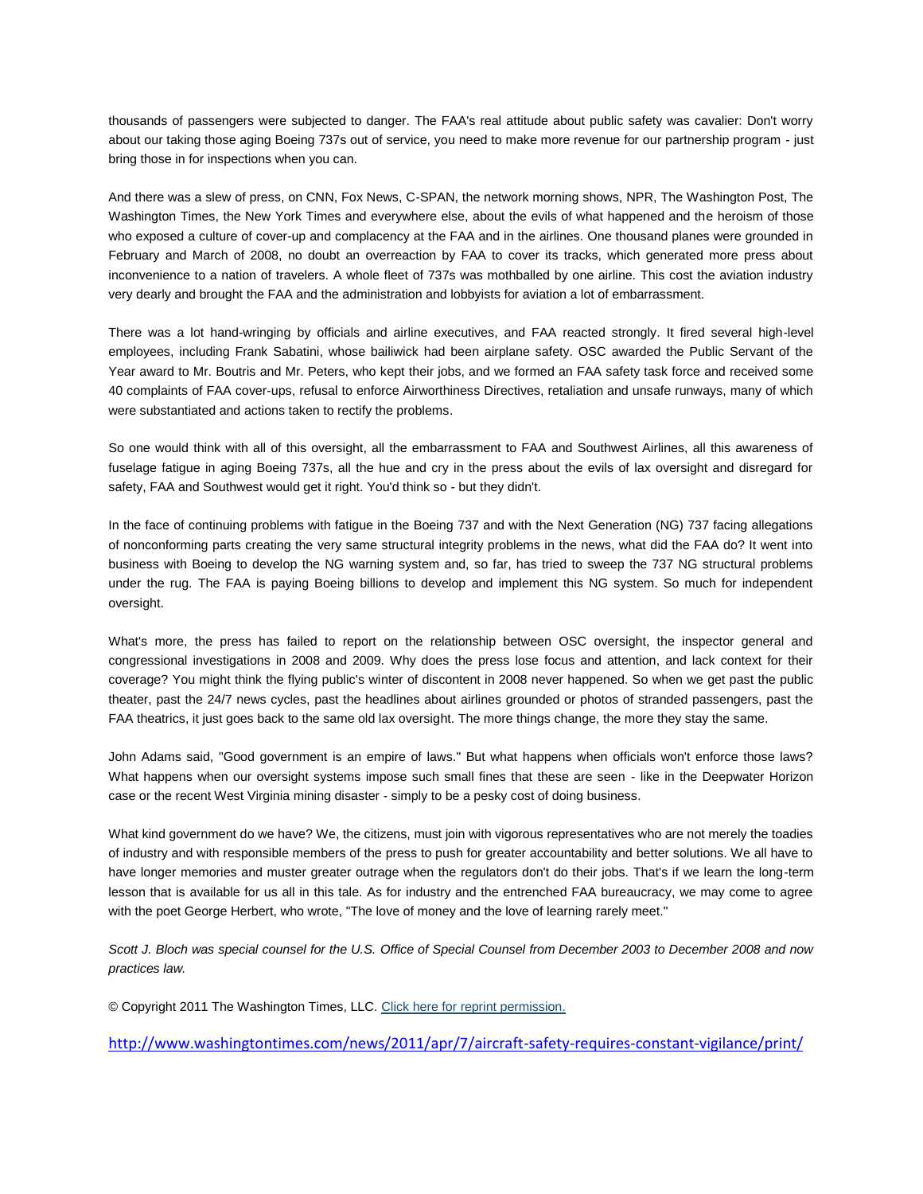thousands of passengers were subjected to danger. The FAA's real attitude about public safety was cavalier: Don't worry about our taking those aging Boeing 737s out of service, you need to make more revenue for our partnership program - just bring those in for inspections when you can.

And there was a slew of press, on CNN, Fox News, C-SPAN, the network morning shows, NPR, The Washington Post, The Washington Times, the New York Times and everywhere else, about the evils of what happened and the heroism of those who exposed a culture of cover-up and complacency at the FAA and in the airlines. One thousand planes were grounded in February and March of 2008, no doubt an overreaction by FAA to cover its tracks, which generated more press about inconvenience to a nation of travelers. A whole fleet of 737s was mothballed by one airline. This cost the aviation industry very dearly and brought the FAA and the administration and lobbyists for aviation a lot of embarrassment.

There was a lot hand-wringing by officials and airline executives, and FAA reacted strongly. It fired several high-level employees, including Frank Sabatini, whose bailiwick had been airplane safety. OSC awarded the Public Servant of the Year award to Mr. Boutris and Mr. Peters, who kept their jobs, and we formed an FAA safety task force and received some 40 complaints of FAA cover-ups, refusal to enforce Airworthiness Directives, retaliation and unsafe runways, many of which were substantiated and actions taken to rectify the problems.

So one would think with all of this oversight, all the embarrassment to FAA and Southwest Airlines, all this awareness of fuselage fatigue in aging Boeing 737s, all the hue and cry in the press about the evils of lax oversight and disregard for safety, FAA and Southwest would get it right. You'd think so - but they didn't.

In the face of continuing problems with fatigue in the Boeing 737 and with the Next Generation (NG) 737 facing allegations of nonconforming parts creating the very same structural integrity problems in the news, what did the FAA do? It went into business with Boeing to develop the NG warning system and, so far, has tried to sweep the 737 NG structural problems under the rug. The FAA is paying Boeing billions to develop and implement this NG system. So much for independent oversight.

What's more, the press has failed to report on the relationship between OSC oversight, the inspector general and congressional investigations in 2008 and 2009. Why does the press lose focus and attention, and lack context for their coverage? You might think the flying public's winter of discontent in 2008 never happened. So when we get past the public theater, past the 24/7 news cycles, past the headlines about airlines grounded or photos of stranded passengers, past the FAA theatrics, it just goes back to the same old lax oversight. The more things change, the more they stay the same.

John Adams said, "Good government is an empire of laws." But what happens when officials won't enforce those laws? What happens when our oversight systems impose such small fines that these are seen - like in the Deepwater Horizon case or the recent West Virginia mining disaster - simply to be a pesky cost of doing business.

What kind government do we have? We, the citizens, must join with vigorous representatives who are not merely the toadies of industry and with responsible members of the press to push for greater accountability and better solutions. We all have to have longer memories and muster greater outrage when the regulators don't do their jobs. That's if we learn the long-term lesson that is available for us all in this tale. As for industry and the entrenched FAA bureaucracy, we may come to agree with the poet George Herbert, who wrote, "The love of money and the love of learning rarely meet."

*Scott J. Bloch was special counsel for the U.S. Office of Special Counsel from December 2003 to December 2008 and now practices law.*

© Copyright 2011 The Washington Times, LLC. Click here for reprint permission.

http://www.washingtontimes.com/news/2011/apr/7/aircraft-safety-requires-constant-vigilance/print/